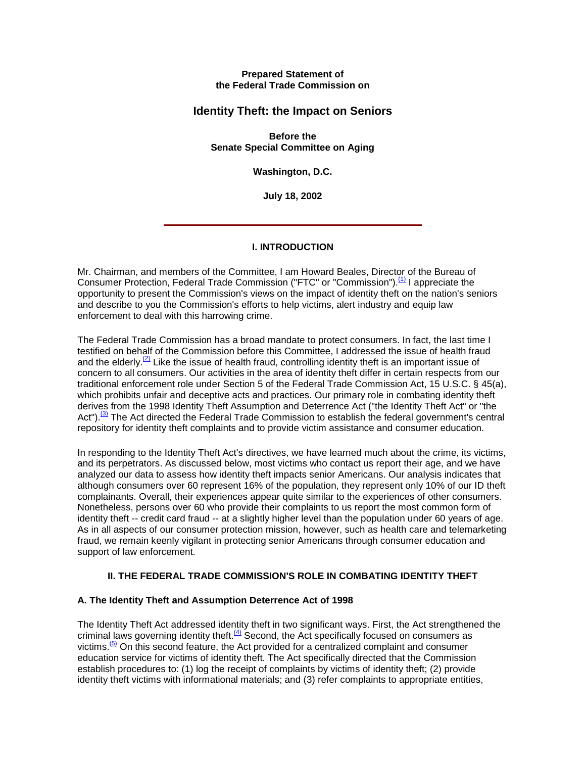**Prepared Statement of**
**the Federal Trade Commission on**

# Identity Theft: the Impact on Seniors

**Before the**
**Senate Special Committee on Aging**

**Washington, D.C.**

**July 18, 2002**

---

## I. INTRODUCTION

Mr. Chairman, and members of the Committee, I am Howard Beales, Director of the Bureau of Consumer Protection, Federal Trade Commission ("FTC" or "Commission").[(1)] I appreciate the opportunity to present the Commission's views on the impact of identity theft on the nation's seniors and describe to you the Commission's efforts to help victims, alert industry and equip law enforcement to deal with this harrowing crime.

The Federal Trade Commission has a broad mandate to protect consumers. In fact, the last time I testified on behalf of the Commission before this Committee, I addressed the issue of health fraud and the elderly.[(2)] Like the issue of health fraud, controlling identity theft is an important issue of concern to all consumers. Our activities in the area of identity theft differ in certain respects from our traditional enforcement role under Section 5 of the Federal Trade Commission Act, 15 U.S.C. § 45(a), which prohibits unfair and deceptive acts and practices. Our primary role in combating identity theft derives from the 1998 Identity Theft Assumption and Deterrence Act ("the Identity Theft Act" or "the Act").[(3)] The Act directed the Federal Trade Commission to establish the federal government's central repository for identity theft complaints and to provide victim assistance and consumer education.

In responding to the Identity Theft Act's directives, we have learned much about the crime, its victims, and its perpetrators. As discussed below, most victims who contact us report their age, and we have analyzed our data to assess how identity theft impacts senior Americans. Our analysis indicates that although consumers over 60 represent 16% of the population, they represent only 10% of our ID theft complainants. Overall, their experiences appear quite similar to the experiences of other consumers. Nonetheless, persons over 60 who provide their complaints to us report the most common form of identity theft -- credit card fraud -- at a slightly higher level than the population under 60 years of age. As in all aspects of our consumer protection mission, however, such as health care and telemarketing fraud, we remain keenly vigilant in protecting senior Americans through consumer education and support of law enforcement.

## II. THE FEDERAL TRADE COMMISSION'S ROLE IN COMBATING IDENTITY THEFT

### A. The Identity Theft and Assumption Deterrence Act of 1998

The Identity Theft Act addressed identity theft in two significant ways. First, the Act strengthened the criminal laws governing identity theft.[(4)] Second, the Act specifically focused on consumers as victims.[(5)] On this second feature, the Act provided for a centralized complaint and consumer education service for victims of identity theft. The Act specifically directed that the Commission establish procedures to: (1) log the receipt of complaints by victims of identity theft; (2) provide identity theft victims with informational materials; and (3) refer complaints to appropriate entities,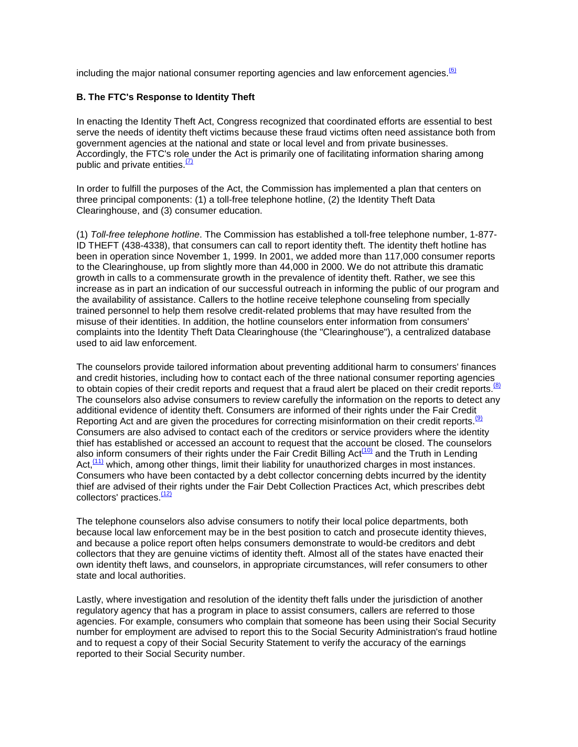including the major national consumer reporting agencies and law enforcement agencies.[(6)]

### B. The FTC's Response to Identity Theft

In enacting the Identity Theft Act, Congress recognized that coordinated efforts are essential to best serve the needs of identity theft victims because these fraud victims often need assistance both from government agencies at the national and state or local level and from private businesses. Accordingly, the FTC's role under the Act is primarily one of facilitating information sharing among public and private entities.[(7)]

In order to fulfill the purposes of the Act, the Commission has implemented a plan that centers on three principal components: (1) a toll-free telephone hotline, (2) the Identity Theft Data Clearinghouse, and (3) consumer education.

(1) *Toll-free telephone hotline*. The Commission has established a toll-free telephone number, 1-877-ID THEFT (438-4338), that consumers can call to report identity theft. The identity theft hotline has been in operation since November 1, 1999. In 2001, we added more than 117,000 consumer reports to the Clearinghouse, up from slightly more than 44,000 in 2000. We do not attribute this dramatic growth in calls to a commensurate growth in the prevalence of identity theft. Rather, we see this increase as in part an indication of our successful outreach in informing the public of our program and the availability of assistance. Callers to the hotline receive telephone counseling from specially trained personnel to help them resolve credit-related problems that may have resulted from the misuse of their identities. In addition, the hotline counselors enter information from consumers' complaints into the Identity Theft Data Clearinghouse (the "Clearinghouse"), a centralized database used to aid law enforcement.

The counselors provide tailored information about preventing additional harm to consumers' finances and credit histories, including how to contact each of the three national consumer reporting agencies to obtain copies of their credit reports and request that a fraud alert be placed on their credit reports.[(8)] The counselors also advise consumers to review carefully the information on the reports to detect any additional evidence of identity theft. Consumers are informed of their rights under the Fair Credit Reporting Act and are given the procedures for correcting misinformation on their credit reports.[(9)] Consumers are also advised to contact each of the creditors or service providers where the identity thief has established or accessed an account to request that the account be closed. The counselors also inform consumers of their rights under the Fair Credit Billing Act[(10)] and the Truth in Lending Act,[(11)] which, among other things, limit their liability for unauthorized charges in most instances. Consumers who have been contacted by a debt collector concerning debts incurred by the identity thief are advised of their rights under the Fair Debt Collection Practices Act, which prescribes debt collectors' practices.[(12)]

The telephone counselors also advise consumers to notify their local police departments, both because local law enforcement may be in the best position to catch and prosecute identity thieves, and because a police report often helps consumers demonstrate to would-be creditors and debt collectors that they are genuine victims of identity theft. Almost all of the states have enacted their own identity theft laws, and counselors, in appropriate circumstances, will refer consumers to other state and local authorities.

Lastly, where investigation and resolution of the identity theft falls under the jurisdiction of another regulatory agency that has a program in place to assist consumers, callers are referred to those agencies. For example, consumers who complain that someone has been using their Social Security number for employment are advised to report this to the Social Security Administration's fraud hotline and to request a copy of their Social Security Statement to verify the accuracy of the earnings reported to their Social Security number.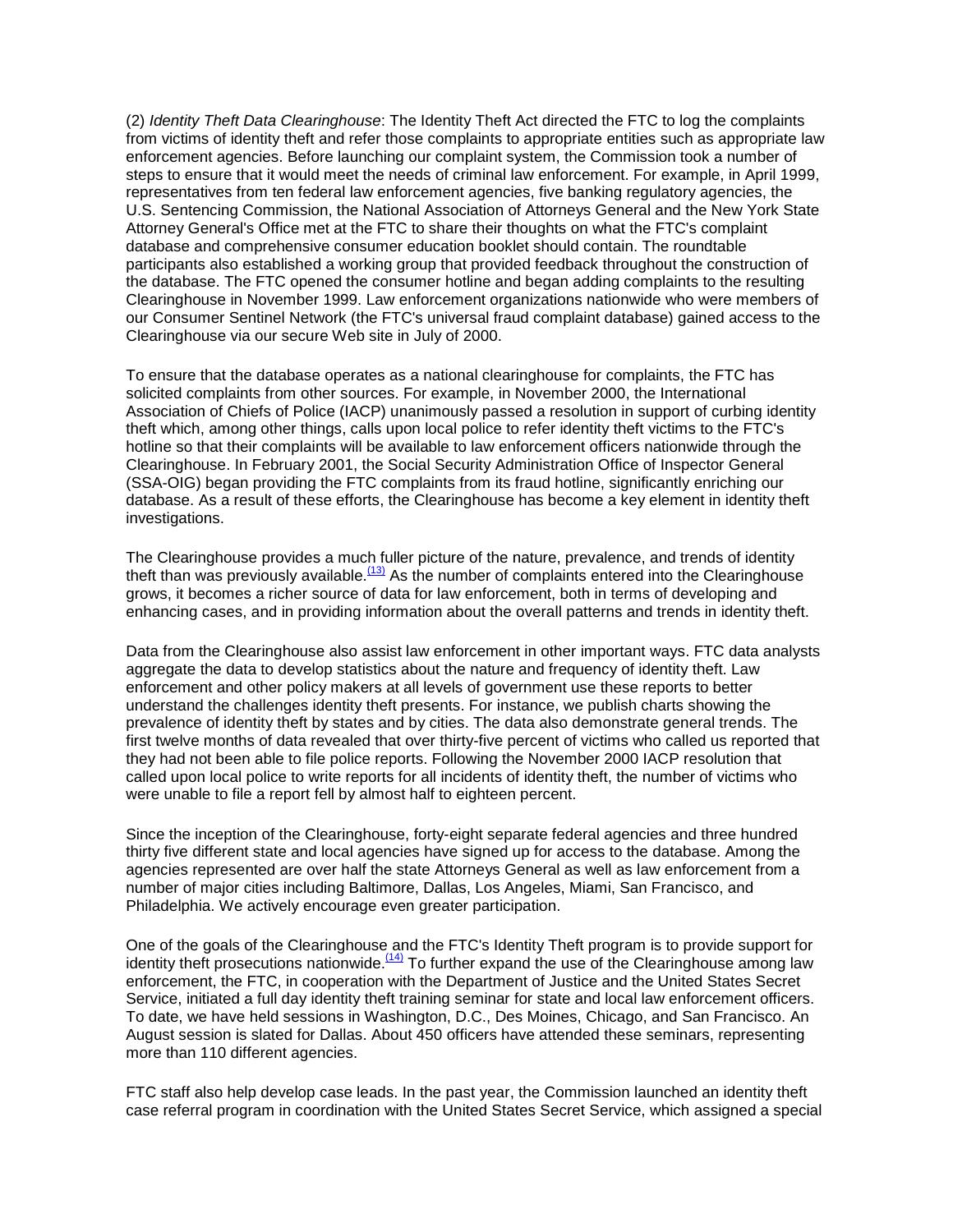(2) *Identity Theft Data Clearinghouse*: The Identity Theft Act directed the FTC to log the complaints from victims of identity theft and refer those complaints to appropriate entities such as appropriate law enforcement agencies. Before launching our complaint system, the Commission took a number of steps to ensure that it would meet the needs of criminal law enforcement. For example, in April 1999, representatives from ten federal law enforcement agencies, five banking regulatory agencies, the U.S. Sentencing Commission, the National Association of Attorneys General and the New York State Attorney General's Office met at the FTC to share their thoughts on what the FTC's complaint database and comprehensive consumer education booklet should contain. The roundtable participants also established a working group that provided feedback throughout the construction of the database. The FTC opened the consumer hotline and began adding complaints to the resulting Clearinghouse in November 1999. Law enforcement organizations nationwide who were members of our Consumer Sentinel Network (the FTC's universal fraud complaint database) gained access to the Clearinghouse via our secure Web site in July of 2000.

To ensure that the database operates as a national clearinghouse for complaints, the FTC has solicited complaints from other sources. For example, in November 2000, the International Association of Chiefs of Police (IACP) unanimously passed a resolution in support of curbing identity theft which, among other things, calls upon local police to refer identity theft victims to the FTC's hotline so that their complaints will be available to law enforcement officers nationwide through the Clearinghouse. In February 2001, the Social Security Administration Office of Inspector General (SSA-OIG) began providing the FTC complaints from its fraud hotline, significantly enriching our database. As a result of these efforts, the Clearinghouse has become a key element in identity theft investigations.

The Clearinghouse provides a much fuller picture of the nature, prevalence, and trends of identity theft than was previously available.[(13)] As the number of complaints entered into the Clearinghouse grows, it becomes a richer source of data for law enforcement, both in terms of developing and enhancing cases, and in providing information about the overall patterns and trends in identity theft.

Data from the Clearinghouse also assist law enforcement in other important ways. FTC data analysts aggregate the data to develop statistics about the nature and frequency of identity theft. Law enforcement and other policy makers at all levels of government use these reports to better understand the challenges identity theft presents. For instance, we publish charts showing the prevalence of identity theft by states and by cities. The data also demonstrate general trends. The first twelve months of data revealed that over thirty-five percent of victims who called us reported that they had not been able to file police reports. Following the November 2000 IACP resolution that called upon local police to write reports for all incidents of identity theft, the number of victims who were unable to file a report fell by almost half to eighteen percent.

Since the inception of the Clearinghouse, forty-eight separate federal agencies and three hundred thirty five different state and local agencies have signed up for access to the database. Among the agencies represented are over half the state Attorneys General as well as law enforcement from a number of major cities including Baltimore, Dallas, Los Angeles, Miami, San Francisco, and Philadelphia. We actively encourage even greater participation.

One of the goals of the Clearinghouse and the FTC's Identity Theft program is to provide support for identity theft prosecutions nationwide.[(14)] To further expand the use of the Clearinghouse among law enforcement, the FTC, in cooperation with the Department of Justice and the United States Secret Service, initiated a full day identity theft training seminar for state and local law enforcement officers. To date, we have held sessions in Washington, D.C., Des Moines, Chicago, and San Francisco. An August session is slated for Dallas. About 450 officers have attended these seminars, representing more than 110 different agencies.

FTC staff also help develop case leads. In the past year, the Commission launched an identity theft case referral program in coordination with the United States Secret Service, which assigned a special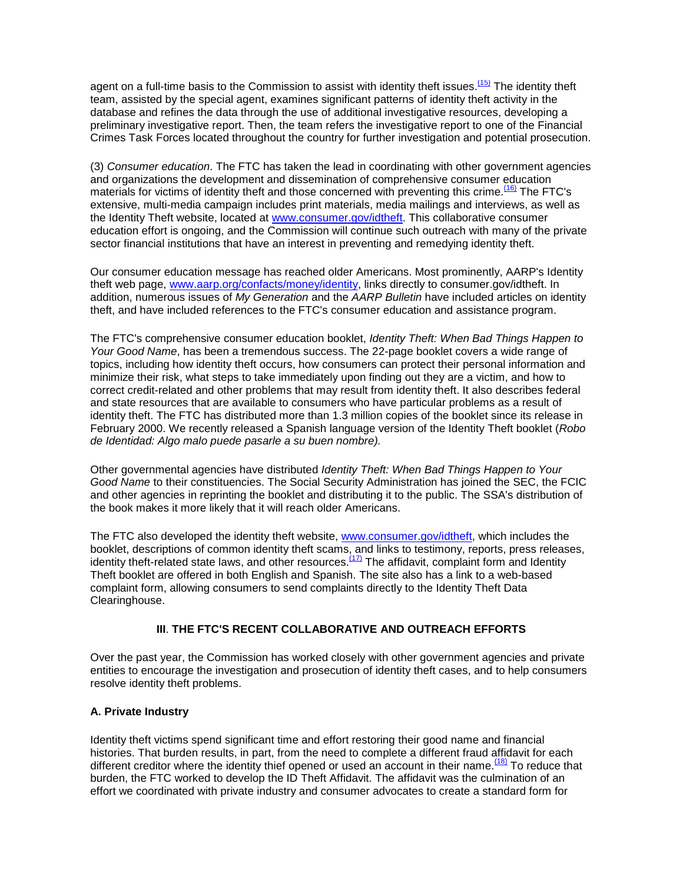agent on a full-time basis to the Commission to assist with identity theft issues.[15] The identity theft team, assisted by the special agent, examines significant patterns of identity theft activity in the database and refines the data through the use of additional investigative resources, developing a preliminary investigative report. Then, the team refers the investigative report to one of the Financial Crimes Task Forces located throughout the country for further investigation and potential prosecution.

(3) *Consumer education*. The FTC has taken the lead in coordinating with other government agencies and organizations the development and dissemination of comprehensive consumer education materials for victims of identity theft and those concerned with preventing this crime.[16] The FTC's extensive, multi-media campaign includes print materials, media mailings and interviews, as well as the Identity Theft website, located at www.consumer.gov/idtheft. This collaborative consumer education effort is ongoing, and the Commission will continue such outreach with many of the private sector financial institutions that have an interest in preventing and remedying identity theft.

Our consumer education message has reached older Americans. Most prominently, AARP's Identity theft web page, www.aarp.org/confacts/money/identity, links directly to consumer.gov/idtheft. In addition, numerous issues of *My Generation* and the *AARP Bulletin* have included articles on identity theft, and have included references to the FTC's consumer education and assistance program.

The FTC's comprehensive consumer education booklet, *Identity Theft: When Bad Things Happen to Your Good Name*, has been a tremendous success. The 22-page booklet covers a wide range of topics, including how identity theft occurs, how consumers can protect their personal information and minimize their risk, what steps to take immediately upon finding out they are a victim, and how to correct credit-related and other problems that may result from identity theft. It also describes federal and state resources that are available to consumers who have particular problems as a result of identity theft. The FTC has distributed more than 1.3 million copies of the booklet since its release in February 2000. We recently released a Spanish language version of the Identity Theft booklet (*Robo de Identidad: Algo malo puede pasarle a su buen nombre).*

Other governmental agencies have distributed *Identity Theft: When Bad Things Happen to Your Good Name* to their constituencies. The Social Security Administration has joined the SEC, the FCIC and other agencies in reprinting the booklet and distributing it to the public. The SSA's distribution of the book makes it more likely that it will reach older Americans.

The FTC also developed the identity theft website, www.consumer.gov/idtheft, which includes the booklet, descriptions of common identity theft scams, and links to testimony, reports, press releases, identity theft-related state laws, and other resources.[17] The affidavit, complaint form and Identity Theft booklet are offered in both English and Spanish. The site also has a link to a web-based complaint form, allowing consumers to send complaints directly to the Identity Theft Data Clearinghouse.

## III. THE FTC'S RECENT COLLABORATIVE AND OUTREACH EFFORTS

Over the past year, the Commission has worked closely with other government agencies and private entities to encourage the investigation and prosecution of identity theft cases, and to help consumers resolve identity theft problems.

### A. Private Industry

Identity theft victims spend significant time and effort restoring their good name and financial histories. That burden results, in part, from the need to complete a different fraud affidavit for each different creditor where the identity thief opened or used an account in their name.[18] To reduce that burden, the FTC worked to develop the ID Theft Affidavit. The affidavit was the culmination of an effort we coordinated with private industry and consumer advocates to create a standard form for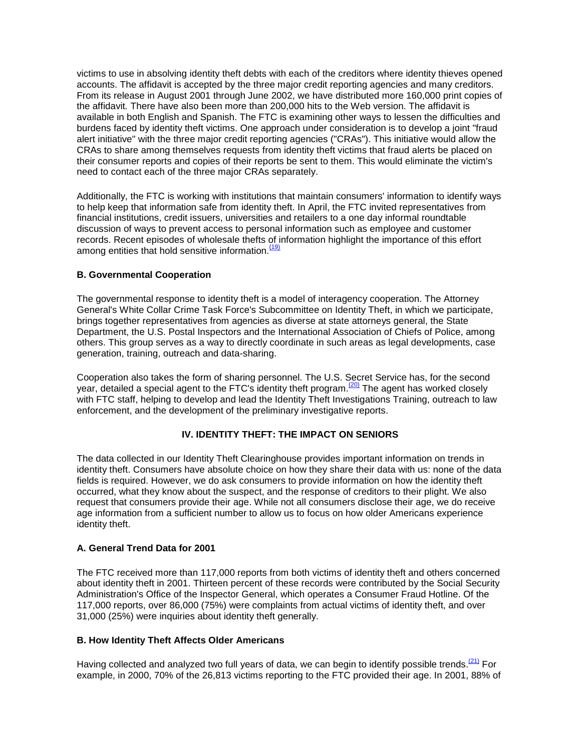victims to use in absolving identity theft debts with each of the creditors where identity thieves opened accounts. The affidavit is accepted by the three major credit reporting agencies and many creditors. From its release in August 2001 through June 2002, we have distributed more 160,000 print copies of the affidavit. There have also been more than 200,000 hits to the Web version. The affidavit is available in both English and Spanish. The FTC is examining other ways to lessen the difficulties and burdens faced by identity theft victims. One approach under consideration is to develop a joint "fraud alert initiative" with the three major credit reporting agencies ("CRAs"). This initiative would allow the CRAs to share among themselves requests from identity theft victims that fraud alerts be placed on their consumer reports and copies of their reports be sent to them. This would eliminate the victim's need to contact each of the three major CRAs separately.

Additionally, the FTC is working with institutions that maintain consumers' information to identify ways to help keep that information safe from identity theft. In April, the FTC invited representatives from financial institutions, credit issuers, universities and retailers to a one day informal roundtable discussion of ways to prevent access to personal information such as employee and customer records. Recent episodes of wholesale thefts of information highlight the importance of this effort among entities that hold sensitive information.[19]

### B. Governmental Cooperation

The governmental response to identity theft is a model of interagency cooperation. The Attorney General's White Collar Crime Task Force's Subcommittee on Identity Theft, in which we participate, brings together representatives from agencies as diverse at state attorneys general, the State Department, the U.S. Postal Inspectors and the International Association of Chiefs of Police, among others. This group serves as a way to directly coordinate in such areas as legal developments, case generation, training, outreach and data-sharing.

Cooperation also takes the form of sharing personnel. The U.S. Secret Service has, for the second year, detailed a special agent to the FTC's identity theft program.[20] The agent has worked closely with FTC staff, helping to develop and lead the Identity Theft Investigations Training, outreach to law enforcement, and the development of the preliminary investigative reports.

## IV. IDENTITY THEFT: THE IMPACT ON SENIORS

The data collected in our Identity Theft Clearinghouse provides important information on trends in identity theft. Consumers have absolute choice on how they share their data with us: none of the data fields is required. However, we do ask consumers to provide information on how the identity theft occurred, what they know about the suspect, and the response of creditors to their plight. We also request that consumers provide their age. While not all consumers disclose their age, we do receive age information from a sufficient number to allow us to focus on how older Americans experience identity theft.

### A. General Trend Data for 2001

The FTC received more than 117,000 reports from both victims of identity theft and others concerned about identity theft in 2001. Thirteen percent of these records were contributed by the Social Security Administration's Office of the Inspector General, which operates a Consumer Fraud Hotline. Of the 117,000 reports, over 86,000 (75%) were complaints from actual victims of identity theft, and over 31,000 (25%) were inquiries about identity theft generally.

### B. How Identity Theft Affects Older Americans

Having collected and analyzed two full years of data, we can begin to identify possible trends.[21] For example, in 2000, 70% of the 26,813 victims reporting to the FTC provided their age. In 2001, 88% of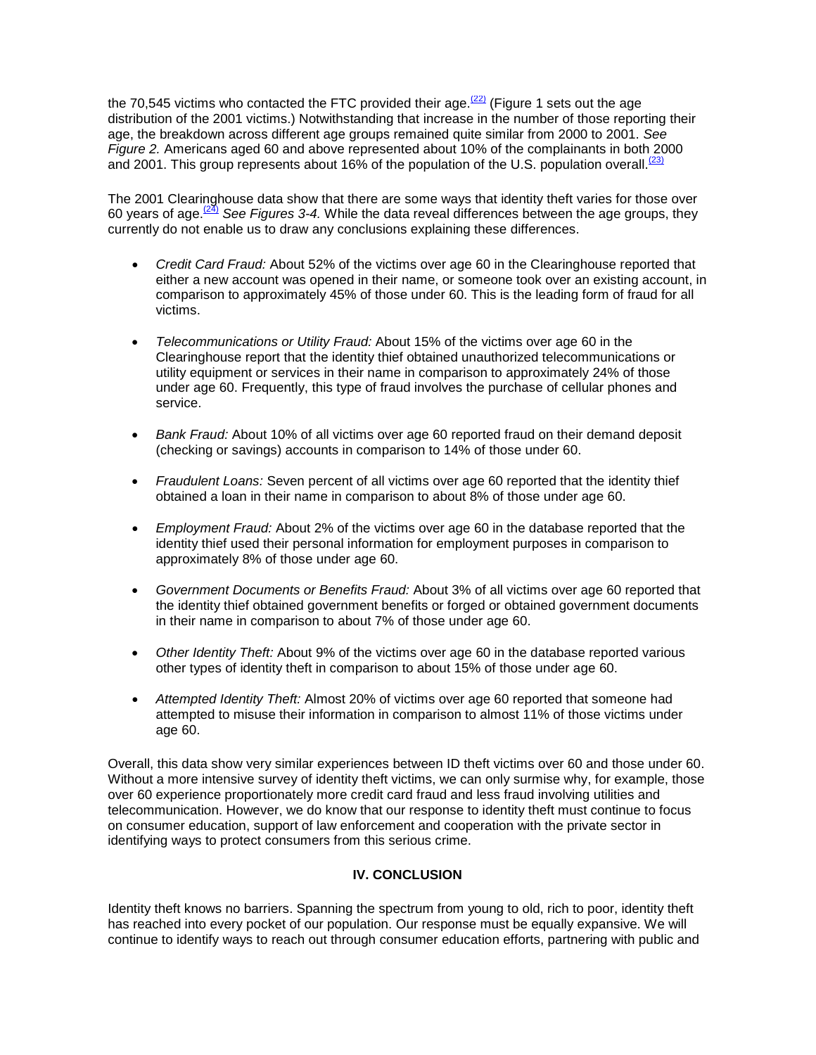the 70,545 victims who contacted the FTC provided their age.[22] (Figure 1 sets out the age distribution of the 2001 victims.) Notwithstanding that increase in the number of those reporting their age, the breakdown across different age groups remained quite similar from 2000 to 2001. *See Figure 2.* Americans aged 60 and above represented about 10% of the complainants in both 2000 and 2001. This group represents about 16% of the population of the U.S. population overall.[23]

The 2001 Clearinghouse data show that there are some ways that identity theft varies for those over 60 years of age.[24] *See Figures 3-4.* While the data reveal differences between the age groups, they currently do not enable us to draw any conclusions explaining these differences.

- *Credit Card Fraud:* About 52% of the victims over age 60 in the Clearinghouse reported that either a new account was opened in their name, or someone took over an existing account, in comparison to approximately 45% of those under 60. This is the leading form of fraud for all victims.
- *Telecommunications or Utility Fraud:* About 15% of the victims over age 60 in the Clearinghouse report that the identity thief obtained unauthorized telecommunications or utility equipment or services in their name in comparison to approximately 24% of those under age 60. Frequently, this type of fraud involves the purchase of cellular phones and service.
- *Bank Fraud:* About 10% of all victims over age 60 reported fraud on their demand deposit (checking or savings) accounts in comparison to 14% of those under 60.
- *Fraudulent Loans:* Seven percent of all victims over age 60 reported that the identity thief obtained a loan in their name in comparison to about 8% of those under age 60.
- *Employment Fraud:* About 2% of the victims over age 60 in the database reported that the identity thief used their personal information for employment purposes in comparison to approximately 8% of those under age 60.
- *Government Documents or Benefits Fraud:* About 3% of all victims over age 60 reported that the identity thief obtained government benefits or forged or obtained government documents in their name in comparison to about 7% of those under age 60.
- *Other Identity Theft:* About 9% of the victims over age 60 in the database reported various other types of identity theft in comparison to about 15% of those under age 60.
- *Attempted Identity Theft:* Almost 20% of victims over age 60 reported that someone had attempted to misuse their information in comparison to almost 11% of those victims under age 60.

Overall, this data show very similar experiences between ID theft victims over 60 and those under 60. Without a more intensive survey of identity theft victims, we can only surmise why, for example, those over 60 experience proportionately more credit card fraud and less fraud involving utilities and telecommunication. However, we do know that our response to identity theft must continue to focus on consumer education, support of law enforcement and cooperation with the private sector in identifying ways to protect consumers from this serious crime.

## IV. CONCLUSION

Identity theft knows no barriers. Spanning the spectrum from young to old, rich to poor, identity theft has reached into every pocket of our population. Our response must be equally expansive. We will continue to identify ways to reach out through consumer education efforts, partnering with public and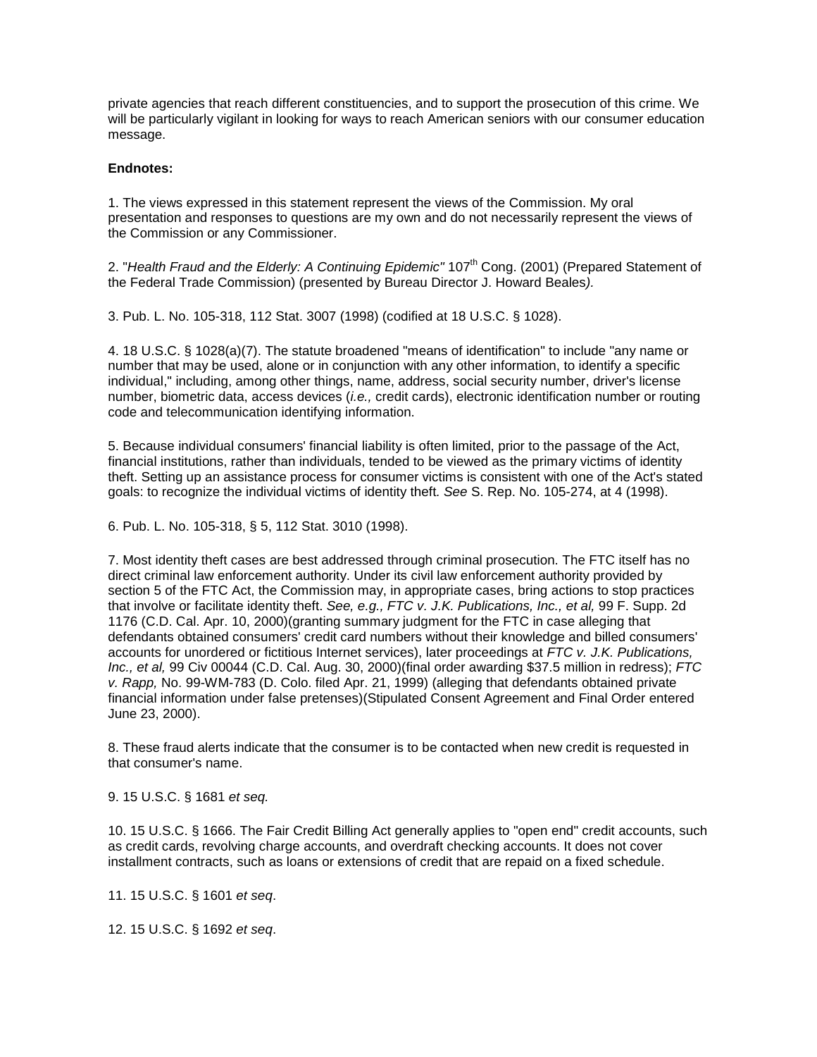private agencies that reach different constituencies, and to support the prosecution of this crime. We will be particularly vigilant in looking for ways to reach American seniors with our consumer education message.

**Endnotes:**

1. The views expressed in this statement represent the views of the Commission. My oral presentation and responses to questions are my own and do not necessarily represent the views of the Commission or any Commissioner.

2. "*Health Fraud and the Elderly: A Continuing Epidemic"* 107th Cong. (2001) (Prepared Statement of the Federal Trade Commission) (presented by Bureau Director J. Howard Beales*).*

3. Pub. L. No. 105-318, 112 Stat. 3007 (1998) (codified at 18 U.S.C. § 1028).

4. 18 U.S.C. § 1028(a)(7). The statute broadened "means of identification" to include "any name or number that may be used, alone or in conjunction with any other information, to identify a specific individual," including, among other things, name, address, social security number, driver's license number, biometric data, access devices (*i.e.,* credit cards), electronic identification number or routing code and telecommunication identifying information.

5. Because individual consumers' financial liability is often limited, prior to the passage of the Act, financial institutions, rather than individuals, tended to be viewed as the primary victims of identity theft. Setting up an assistance process for consumer victims is consistent with one of the Act's stated goals: to recognize the individual victims of identity theft. *See* S. Rep. No. 105-274, at 4 (1998).

6. Pub. L. No. 105-318, § 5, 112 Stat. 3010 (1998).

7. Most identity theft cases are best addressed through criminal prosecution. The FTC itself has no direct criminal law enforcement authority. Under its civil law enforcement authority provided by section 5 of the FTC Act, the Commission may, in appropriate cases, bring actions to stop practices that involve or facilitate identity theft. *See, e.g., FTC v. J.K. Publications, Inc., et al,* 99 F. Supp. 2d 1176 (C.D. Cal. Apr. 10, 2000)(granting summary judgment for the FTC in case alleging that defendants obtained consumers' credit card numbers without their knowledge and billed consumers' accounts for unordered or fictitious Internet services), later proceedings at *FTC v. J.K. Publications, Inc., et al,* 99 Civ 00044 (C.D. Cal. Aug. 30, 2000)(final order awarding $37.5 million in redress); *FTC v. Rapp,* No. 99-WM-783 (D. Colo. filed Apr. 21, 1999) (alleging that defendants obtained private financial information under false pretenses)(Stipulated Consent Agreement and Final Order entered June 23, 2000).

8. These fraud alerts indicate that the consumer is to be contacted when new credit is requested in that consumer's name.

9. 15 U.S.C. § 1681 *et seq.*

10. 15 U.S.C. § 1666. The Fair Credit Billing Act generally applies to "open end" credit accounts, such as credit cards, revolving charge accounts, and overdraft checking accounts. It does not cover installment contracts, such as loans or extensions of credit that are repaid on a fixed schedule.

11. 15 U.S.C. § 1601 *et seq*.

12. 15 U.S.C. § 1692 *et seq*.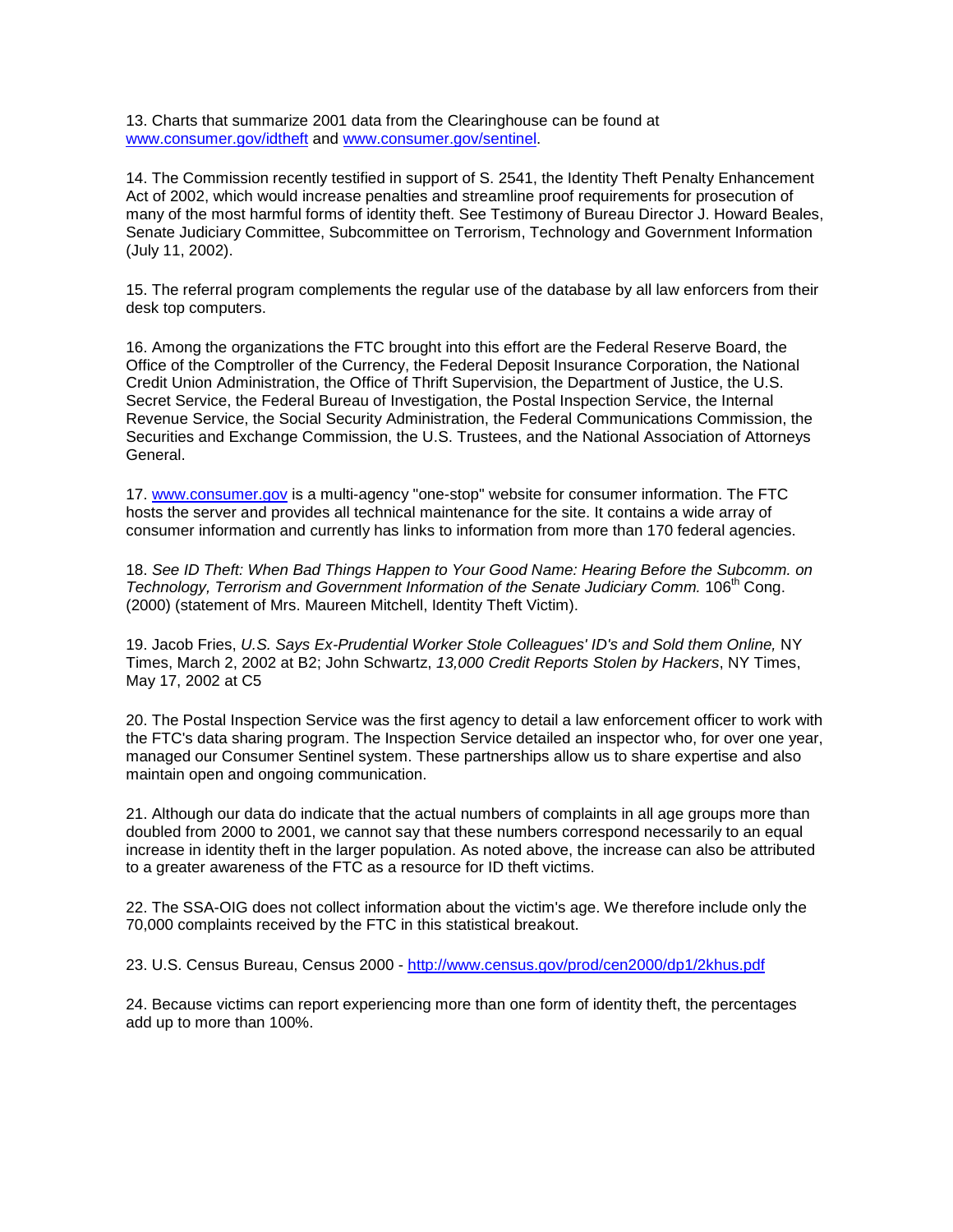13. Charts that summarize 2001 data from the Clearinghouse can be found at [www.consumer.gov/idtheft](http://www.consumer.gov/idtheft) and [www.consumer.gov/sentinel](http://www.consumer.gov/sentinel).

14. The Commission recently testified in support of S. 2541, the Identity Theft Penalty Enhancement Act of 2002, which would increase penalties and streamline proof requirements for prosecution of many of the most harmful forms of identity theft. See Testimony of Bureau Director J. Howard Beales, Senate Judiciary Committee, Subcommittee on Terrorism, Technology and Government Information (July 11, 2002).

15. The referral program complements the regular use of the database by all law enforcers from their desk top computers.

16. Among the organizations the FTC brought into this effort are the Federal Reserve Board, the Office of the Comptroller of the Currency, the Federal Deposit Insurance Corporation, the National Credit Union Administration, the Office of Thrift Supervision, the Department of Justice, the U.S. Secret Service, the Federal Bureau of Investigation, the Postal Inspection Service, the Internal Revenue Service, the Social Security Administration, the Federal Communications Commission, the Securities and Exchange Commission, the U.S. Trustees, and the National Association of Attorneys General.

17. [www.consumer.gov](http://www.consumer.gov) is a multi-agency "one-stop" website for consumer information. The FTC hosts the server and provides all technical maintenance for the site. It contains a wide array of consumer information and currently has links to information from more than 170 federal agencies.

18. *See ID Theft: When Bad Things Happen to Your Good Name: Hearing Before the Subcomm. on Technology, Terrorism and Government Information of the Senate Judiciary Comm.* 106th Cong. (2000) (statement of Mrs. Maureen Mitchell, Identity Theft Victim).

19. Jacob Fries, *U.S. Says Ex-Prudential Worker Stole Colleagues' ID's and Sold them Online,* NY Times, March 2, 2002 at B2; John Schwartz, *13,000 Credit Reports Stolen by Hackers*, NY Times, May 17, 2002 at C5

20. The Postal Inspection Service was the first agency to detail a law enforcement officer to work with the FTC's data sharing program. The Inspection Service detailed an inspector who, for over one year, managed our Consumer Sentinel system. These partnerships allow us to share expertise and also maintain open and ongoing communication.

21. Although our data do indicate that the actual numbers of complaints in all age groups more than doubled from 2000 to 2001, we cannot say that these numbers correspond necessarily to an equal increase in identity theft in the larger population. As noted above, the increase can also be attributed to a greater awareness of the FTC as a resource for ID theft victims.

22. The SSA-OIG does not collect information about the victim's age. We therefore include only the 70,000 complaints received by the FTC in this statistical breakout.

23. U.S. Census Bureau, Census 2000 - [http://www.census.gov/prod/cen2000/dp1/2khus.pdf](http://www.census.gov/prod/cen2000/dp1/2khus.pdf)

24. Because victims can report experiencing more than one form of identity theft, the percentages add up to more than 100%.